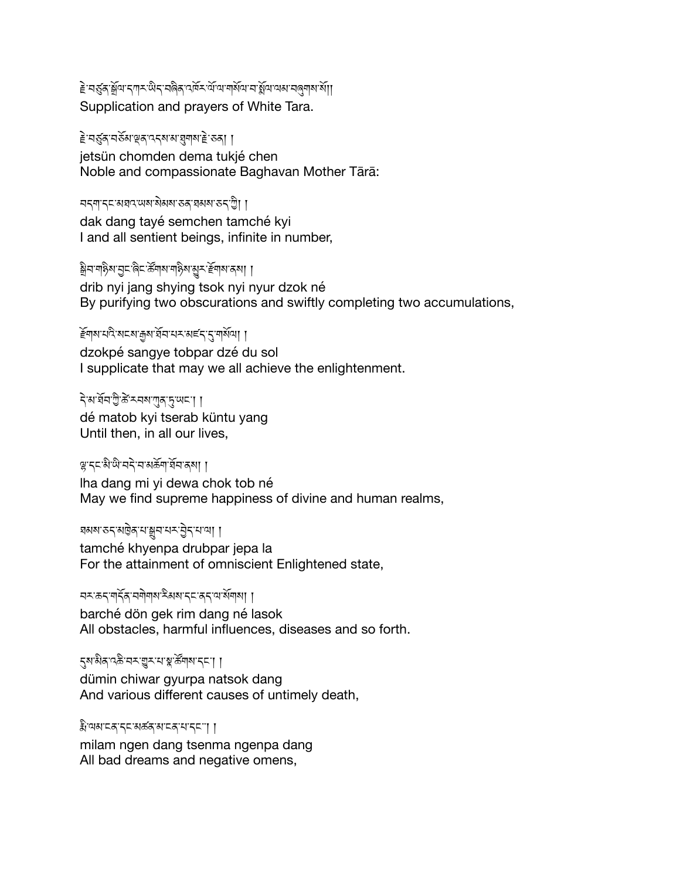རྗེ་བཙུན་སྒྲོལ་དཀར་ཡིད་བཞིན་འཁོར་ལོ་ལ་གསོལ་བ་སྨོན་ལམ་བཞུགས་སོ།།
Supplication and prayers of White Tara.

རྗེ་བཙུན་བཅོམ་ལྡན་འདས་མ་ཐུགས་རྗེ་ཅན། །
jetsün chomden dema tukjé chen
Noble and compassionate Baghavan Mother Tārā:

བདག་དང་མཐའ་ཡས་སེམས་ཅན་ཐམས་ཅད་ཀྱི། །
dak dang tayé semchen tamché kyi
I and all sentient beings, infinite in number,

སྒྲིབ་གཉིས་བྱང་ཞིང་ཚོགས་གཉིས་མྱུར་རྫོགས་ནས། །
drib nyi jang shying tsok nyi nyur dzok né
By purifying two obscurations and swiftly completing two accumulations,

རྫོགས་པའི་སངས་རྒྱས་ཐོབ་པར་མཛད་དུ་གསོལ། །
dzokpé sangye tobpar dzé du sol
I supplicate that may we all achieve the enlightenment.

དེ་མ་ཐོབ་ཀྱི་ཚེ་རབས་ཀུན་དུ་ཡང་། །
dé matob kyi tserab küntu yang
Until then, in all our lives,

ལྷ་དང་མི་ཡི་བདེ་བ་མཆོག་ཐོབ་ནས། །
lha dang mi yi dewa chok tob né
May we find supreme happiness of divine and human realms,

ཐམས་ཅད་མཁྱེན་པ་སྒྲུབ་པར་བྱེད་པ་ལ། །
tamché khyenpa drubpar jepa la
For the attainment of omniscient Enlightened state,

བར་ཆད་གདོན་བགེགས་རིམས་དང་ནད་ལ་སོགས། །
barché dön gek rim dang né lasok
All obstacles, harmful influences, diseases and so forth.

དུས་མིན་འཆི་བར་གྱུར་པ་སྣ་ཚོགས་དང་། །
dümin chiwar gyurpa natsok dang
And various different causes of untimely death,

རྨི་ལམ་ངན་དང་མཚན་མ་ངན་པ་དང་། །
milam ngen dang tsenma ngenpa dang
All bad dreams and negative omens,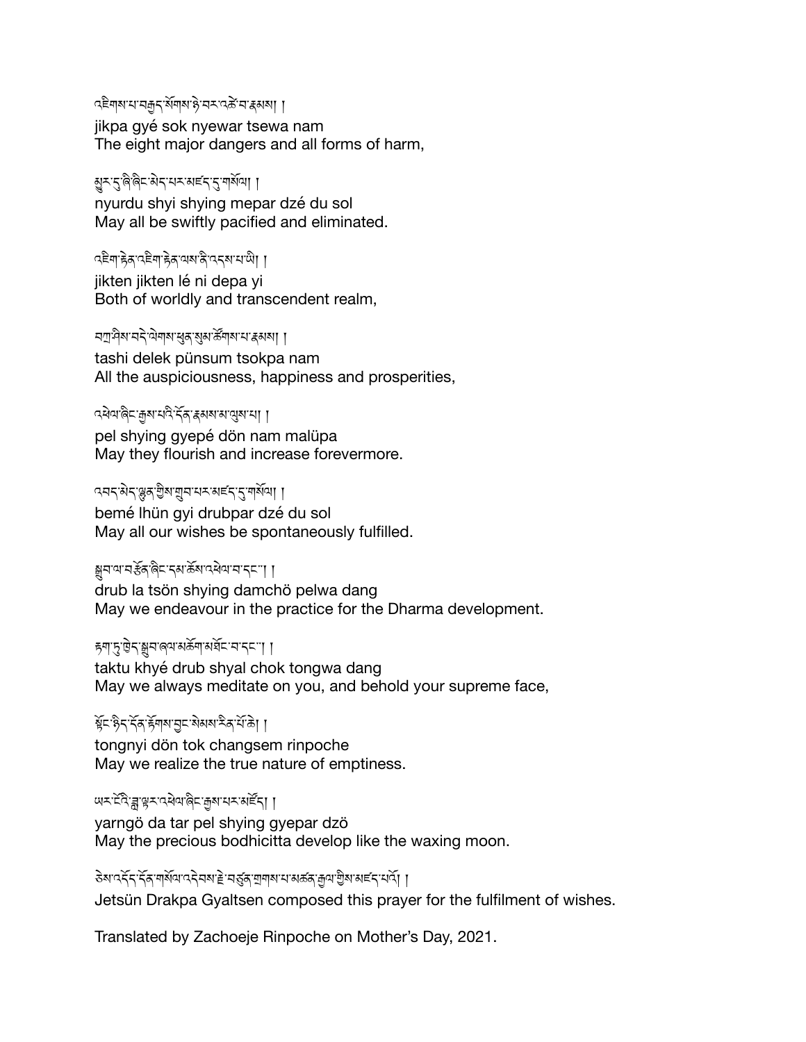འཇིགས་པ་བརྒྱད་སོགས་ཉེ་བར་འཚེ་བ་རྣམས། །
jikpa gyé sok nyewar tsewa nam
The eight major dangers and all forms of harm,

མྱུར་དུ་ཞི་ཞིང་མེད་པར་མཛད་དུ་གསོལ། །
nyurdu shyi shying mepar dzé du sol
May all be swiftly pacified and eliminated.

འཇིག་རྟེན་འཇིག་རྟེན་ལས་ནི་འདས་པ་ཡི། །
jikten jikten lé ni depa yi
Both of worldly and transcendent realm,

བཀྲ་ཤིས་བདེ་ལེགས་ཕུན་སུམ་ཚོགས་པ་རྣམས། །
tashi delek pünsum tsokpa nam
All the auspiciousness, happiness and prosperities,

འཕེལ་ཞིང་རྒྱས་པའི་དོན་རྣམས་མ་ལུས་པ། །
pel shying gyepé dön nam malüpa
May they flourish and increase forevermore.

འབད་མེད་ལྷུན་གྱིས་གྲུབ་པར་མཛད་དུ་གསོལ། །
bemé lhün gyi drubpar dzé du sol
May all our wishes be spontaneously fulfilled.

སྒྲུབ་ལ་བརྩོན་ཞིང་དམ་ཆོས་འཕེལ་བ་དང་། །
drub la tsön shying damchö pelwa dang
May we endeavour in the practice for the Dharma development.

རྟག་ཏུ་ཁྱེད་སྒྲུབ་ཞལ་མཆོག་མཐོང་བ་དང་། །
taktu khyé drub shyal chok tongwa dang
May we always meditate on you, and behold your supreme face,

སྟོང་ཉིད་དོན་རྟོགས་བྱང་སེམས་རིན་པོ་ཆེ། །
tongnyi dön tok changsem rinpoche
May we realize the true nature of emptiness.

ཡར་ངོའི་ཟླ་ལྟར་འཕེལ་ཞིང་རྒྱས་པར་མཛོད། །
yarngö da tar pel shying gyepar dzö
May the precious bodhicitta develop like the waxing moon.

ཅེས་འདོད་དོན་གསོལ་འདེབས་རྗེ་བཙུན་གྲགས་པ་མཚན་རྒྱལ་གྱིས་མཛད་པའོ། །
Jetsün Drakpa Gyaltsen composed this prayer for the fulfilment of wishes.

Translated by Zachoeje Rinpoche on Mother's Day, 2021.